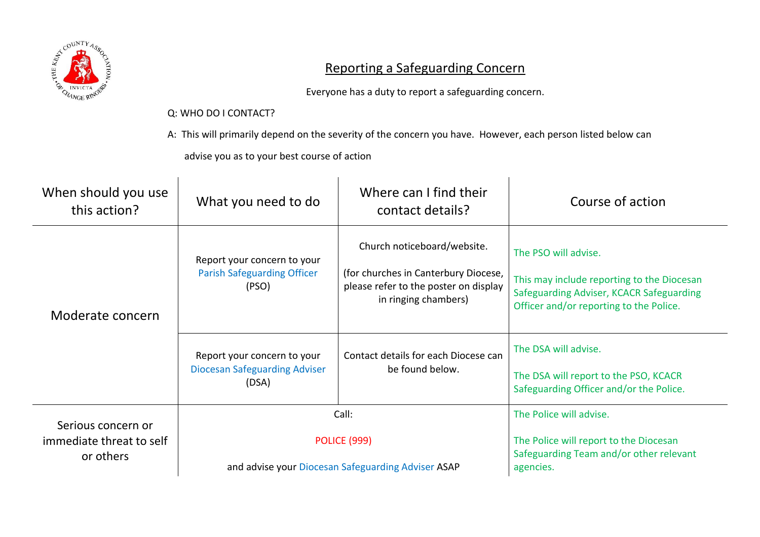# Reporting a Safeguarding Concern

Everyone has a duty to report a safeguarding concern.

Q: WHO DO I CONTACT?

A: This will primarily depend on the severity of the concern you have. However, each person listed below can advise you as to your best course of action

| When should you use this action? | What you need to do | Where can I find their contact details? | Course of action |
|---|---|---|---|
| Moderate concern | Report your concern to your Parish Safeguarding Officer (PSO) | Church noticeboard/website.<br><br>(for churches in Canterbury Diocese, please refer to the poster on display in ringing chambers) | The PSO will advise.<br><br>This may include reporting to the Diocesan Safeguarding Adviser, KCACR Safeguarding Officer and/or reporting to the Police. |
| | Report your concern to your Diocesan Safeguarding Adviser (DSA) | Contact details for each Diocese can be found below. | The DSA will advise.<br><br>The DSA will report to the PSO, KCACR Safeguarding Officer and/or the Police. |
| Serious concern or immediate threat to self or others | Call:<br><br>POLICE (999)<br><br>and advise your Diocesan Safeguarding Adviser ASAP | | The Police will advise.<br><br>The Police will report to the Diocesan Safeguarding Team and/or other relevant agencies. |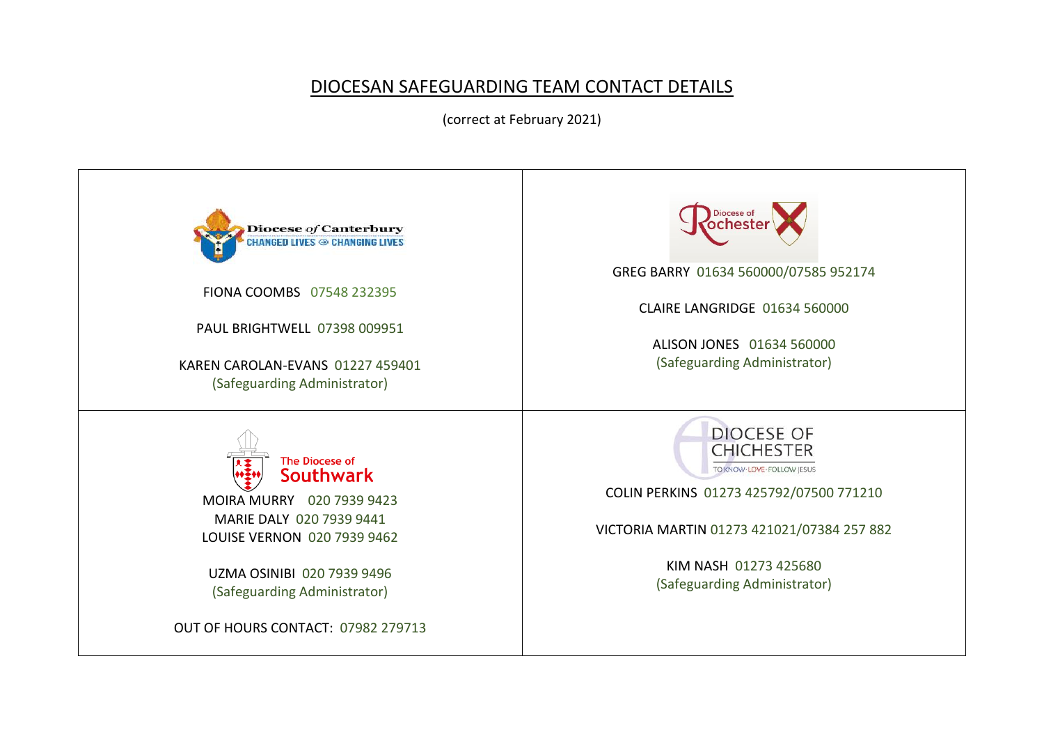# DIOCESAN SAFEGUARDING TEAM CONTACT DETAILS

(correct at February 2021)

| | |
|---|---|
| Diocese of Canterbury<br>CHANGED LIVES CHANGING LIVES<br><br>FIONA COOMBS 07548 232395<br><br>PAUL BRIGHTWELL 07398 009951<br><br>KAREN CAROLAN-EVANS 01227 459401<br>(Safeguarding Administrator) | Diocese of Rochester<br><br>GREG BARRY 01634 560000/07585 952174<br><br>CLAIRE LANGRIDGE 01634 560000<br><br>ALISON JONES 01634 560000<br>(Safeguarding Administrator) |
| The Diocese of Southwark<br><br>MOIRA MURRY 020 7939 9423<br>MARIE DALY 020 7939 9441<br>LOUISE VERNON 020 7939 9462<br><br>UZMA OSINIBI 020 7939 9496<br>(Safeguarding Administrator)<br><br>OUT OF HOURS CONTACT: 07982 279713 | DIOCESE OF CHICHESTER<br>TO KNOW·LOVE·FOLLOW JESUS<br><br>COLIN PERKINS 01273 425792/07500 771210<br><br>VICTORIA MARTIN 01273 421021/07384 257 882<br><br>KIM NASH 01273 425680<br>(Safeguarding Administrator) |